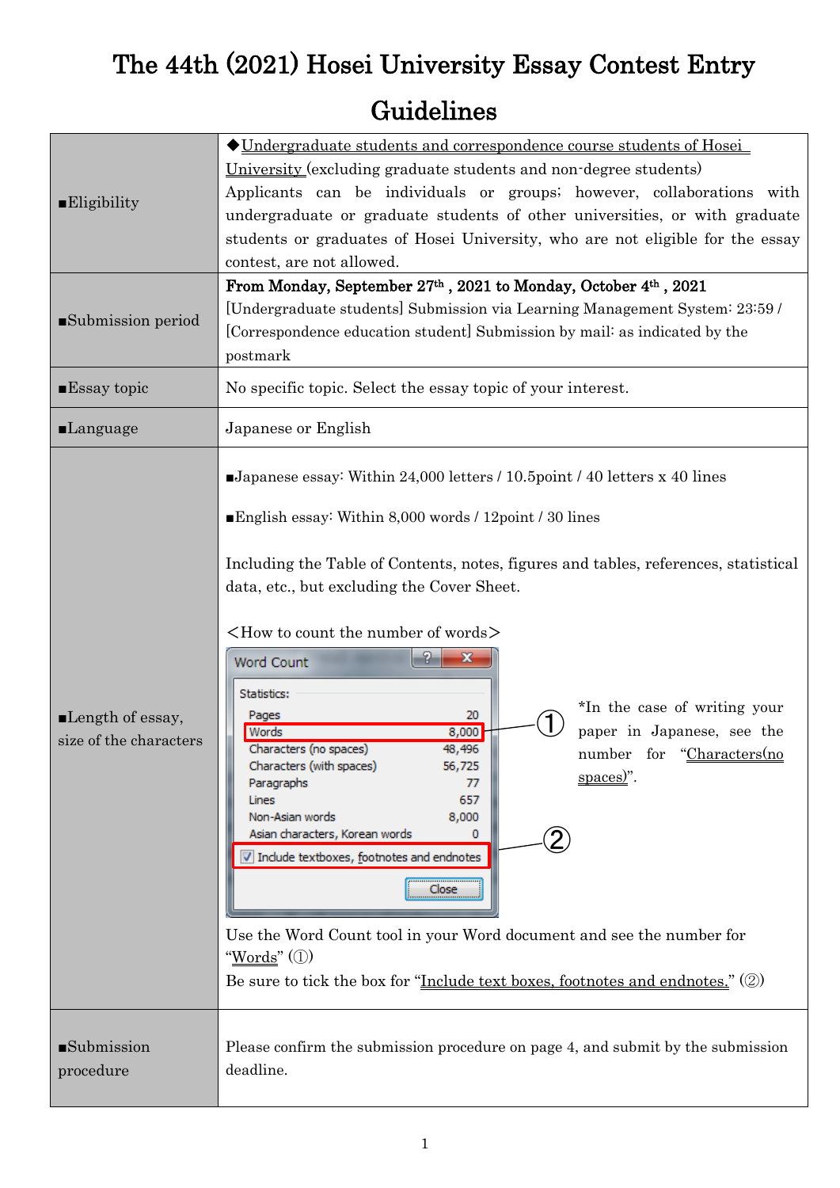# The 44th (2021) Hosei University Essay Contest Entry Guidelines

| | |
|---|---|
| ■Eligibility | ◆Undergraduate students and correspondence course students of Hosei University (excluding graduate students and non-degree students)<br>Applicants can be individuals or groups; however, collaborations with undergraduate or graduate students of other universities, or with graduate students or graduates of Hosei University, who are not eligible for the essay contest, are not allowed. |
| ■Submission period | **From Monday, September 27th , 2021 to Monday, October 4th , 2021**<br>[Undergraduate students] Submission via Learning Management System: 23:59 / [Correspondence education student] Submission by mail: as indicated by the postmark |
| ■Essay topic | No specific topic. Select the essay topic of your interest. |
| ■Language | Japanese or English |
| ■Length of essay, size of the characters | ■Japanese essay: Within 24,000 letters / 10.5point / 40 letters x 40 lines<br><br>■English essay: Within 8,000 words / 12point / 30 lines<br><br>Including the Table of Contents, notes, figures and tables, references, statistical data, etc., but excluding the Cover Sheet.<br><br><How to count the number of words><br><br>Word Count<br>Statistics:<br>Pages 20<br>Words 8,000 ①<br>Characters (no spaces) 48,496<br>Characters (with spaces) 56,725<br>Paragraphs 77<br>Lines 657<br>Non-Asian words 8,000<br>Asian characters, Korean words 0<br>☑ Include textboxes, footnotes and endnotes ②<br>Close<br><br>*In the case of writing your paper in Japanese, see the number for "Characters(no spaces)".<br><br>Use the Word Count tool in your Word document and see the number for "Words" (①)<br>Be sure to tick the box for "Include text boxes, footnotes and endnotes." (②) |
| ■Submission procedure | Please confirm the submission procedure on page 4, and submit by the submission deadline. |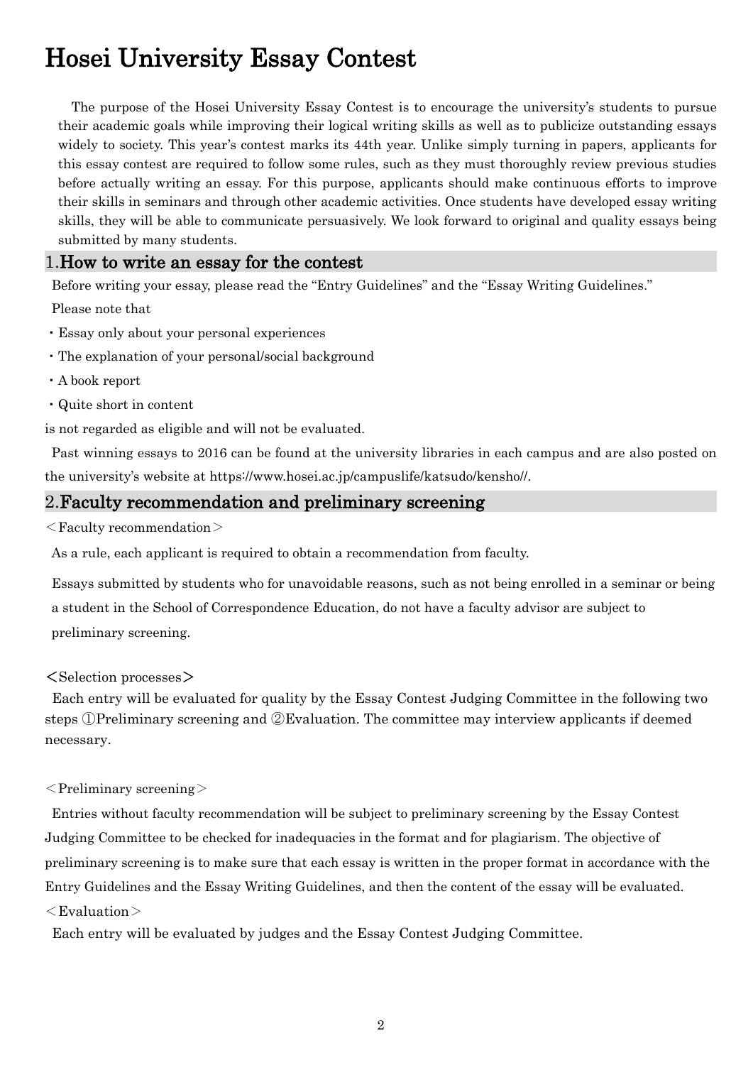# Hosei University Essay Contest

The purpose of the Hosei University Essay Contest is to encourage the university's students to pursue their academic goals while improving their logical writing skills as well as to publicize outstanding essays widely to society. This year's contest marks its 44th year. Unlike simply turning in papers, applicants for this essay contest are required to follow some rules, such as they must thoroughly review previous studies before actually writing an essay. For this purpose, applicants should make continuous efforts to improve their skills in seminars and through other academic activities. Once students have developed essay writing skills, they will be able to communicate persuasively. We look forward to original and quality essays being submitted by many students.

## 1.How to write an essay for the contest

Before writing your essay, please read the "Entry Guidelines" and the "Essay Writing Guidelines."

Please note that

・Essay only about your personal experiences

・The explanation of your personal/social background

・A book report

・Quite short in content

is not regarded as eligible and will not be evaluated.

Past winning essays to 2016 can be found at the university libraries in each campus and are also posted on the university's website at https://www.hosei.ac.jp/campuslife/katsudo/kensho//.

## 2.Faculty recommendation and preliminary screening

＜Faculty recommendation＞

As a rule, each applicant is required to obtain a recommendation from faculty.

Essays submitted by students who for unavoidable reasons, such as not being enrolled in a seminar or being a student in the School of Correspondence Education, do not have a faculty advisor are subject to preliminary screening.

＜Selection processes＞

Each entry will be evaluated for quality by the Essay Contest Judging Committee in the following two steps ①Preliminary screening and ②Evaluation. The committee may interview applicants if deemed necessary.

＜Preliminary screening＞

Entries without faculty recommendation will be subject to preliminary screening by the Essay Contest Judging Committee to be checked for inadequacies in the format and for plagiarism. The objective of preliminary screening is to make sure that each essay is written in the proper format in accordance with the Entry Guidelines and the Essay Writing Guidelines, and then the content of the essay will be evaluated.

＜Evaluation＞

Each entry will be evaluated by judges and the Essay Contest Judging Committee.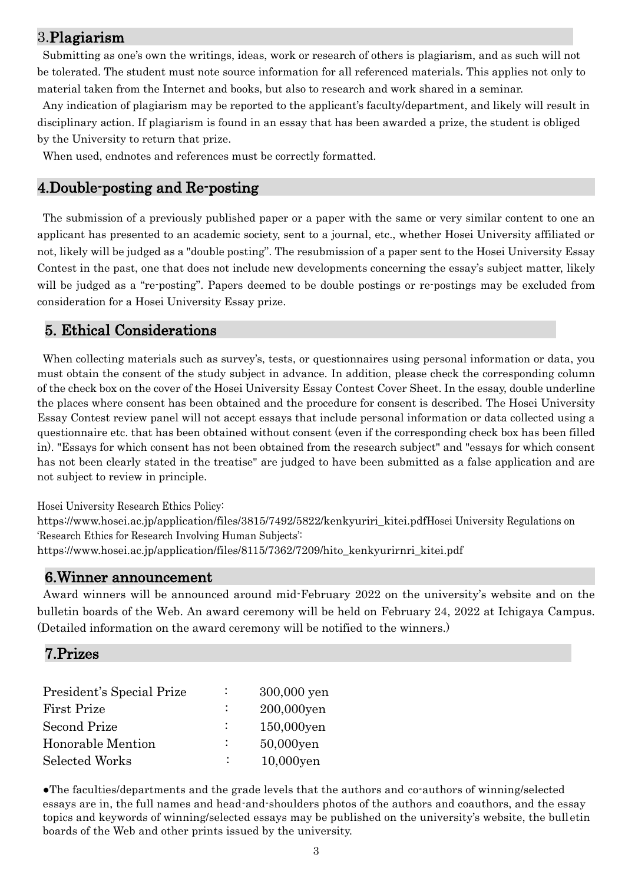## 3.Plagiarism

Submitting as one's own the writings, ideas, work or research of others is plagiarism, and as such will not be tolerated. The student must note source information for all referenced materials. This applies not only to material taken from the Internet and books, but also to research and work shared in a seminar.

Any indication of plagiarism may be reported to the applicant's faculty/department, and likely will result in disciplinary action. If plagiarism is found in an essay that has been awarded a prize, the student is obliged by the University to return that prize.

When used, endnotes and references must be correctly formatted.

## 4.Double-posting and Re-posting

The submission of a previously published paper or a paper with the same or very similar content to one an applicant has presented to an academic society, sent to a journal, etc., whether Hosei University affiliated or not, likely will be judged as a "double posting". The resubmission of a paper sent to the Hosei University Essay Contest in the past, one that does not include new developments concerning the essay's subject matter, likely will be judged as a "re-posting". Papers deemed to be double postings or re-postings may be excluded from consideration for a Hosei University Essay prize.

## 5. Ethical Considerations

When collecting materials such as survey's, tests, or questionnaires using personal information or data, you must obtain the consent of the study subject in advance. In addition, please check the corresponding column of the check box on the cover of the Hosei University Essay Contest Cover Sheet. In the essay, double underline the places where consent has been obtained and the procedure for consent is described. The Hosei University Essay Contest review panel will not accept essays that include personal information or data collected using a questionnaire etc. that has been obtained without consent (even if the corresponding check box has been filled in). "Essays for which consent has not been obtained from the research subject" and "essays for which consent has not been clearly stated in the treatise" are judged to have been submitted as a false application and are not subject to review in principle.

Hosei University Research Ethics Policy:
https://www.hosei.ac.jp/application/files/3815/7492/5822/kenkyuriri_kitei.pdfHosei University Regulations on 'Research Ethics for Research Involving Human Subjects':
https://www.hosei.ac.jp/application/files/8115/7362/7209/hito_kenkyurirnri_kitei.pdf

## 6.Winner announcement

Award winners will be announced around mid-February 2022 on the university's website and on the bulletin boards of the Web. An award ceremony will be held on February 24, 2022 at Ichigaya Campus. (Detailed information on the award ceremony will be notified to the winners.)

## 7.Prizes

| | | |
|---|---|---|
| President's Special Prize | : | 300,000 yen |
| First Prize | : | 200,000yen |
| Second Prize | : | 150,000yen |
| Honorable Mention | : | 50,000yen |
| Selected Works | : | 10,000yen |

●The faculties/departments and the grade levels that the authors and co-authors of winning/selected essays are in, the full names and head-and-shoulders photos of the authors and coauthors, and the essay topics and keywords of winning/selected essays may be published on the university's website, the bulletin boards of the Web and other prints issued by the university.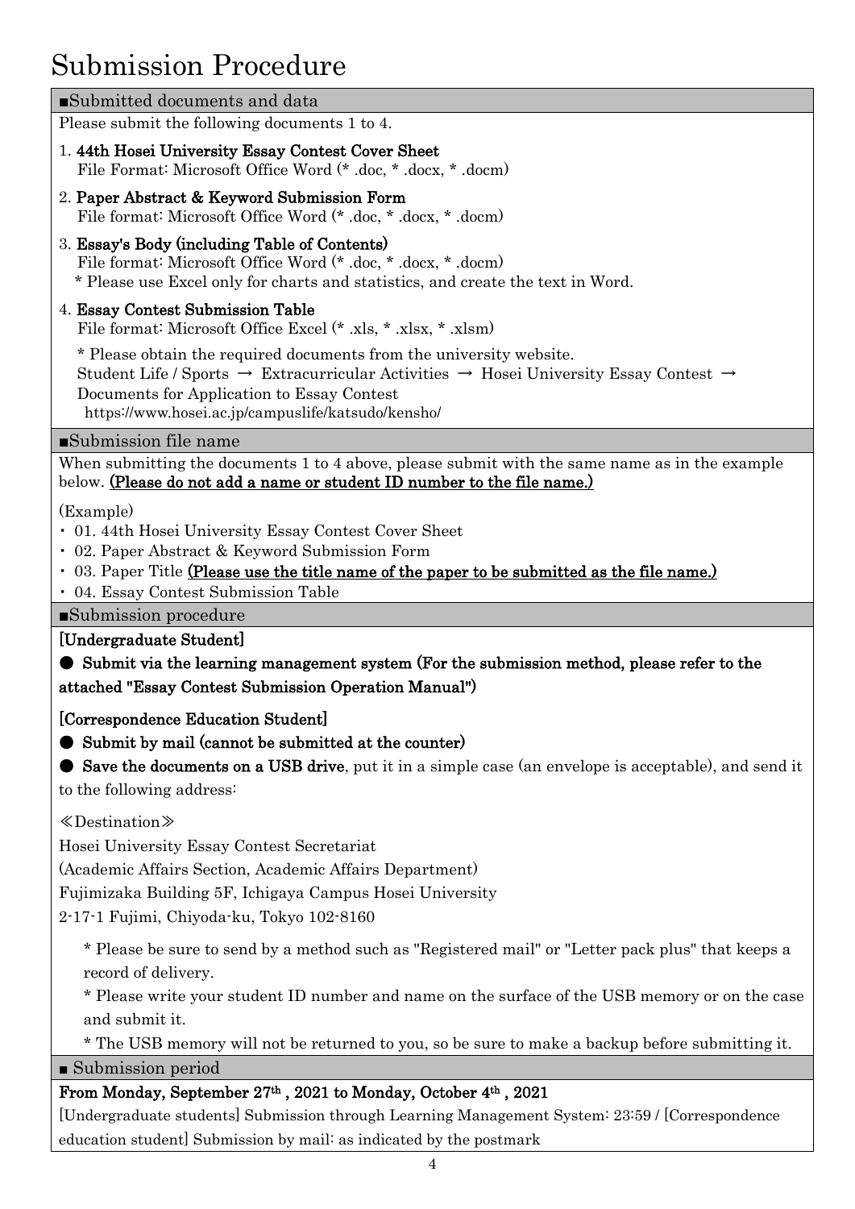# Submission Procedure

## ■Submitted documents and data

Please submit the following documents 1 to 4.

1. **44th Hosei University Essay Contest Cover Sheet**
   File Format: Microsoft Office Word (* .doc, * .docx, * .docm)
2. **Paper Abstract & Keyword Submission Form**
   File format: Microsoft Office Word (* .doc, * .docx, * .docm)
3. **Essay's Body (including Table of Contents)**
   File format: Microsoft Office Word (* .doc, * .docx, * .docm)
   * Please use Excel only for charts and statistics, and create the text in Word.
4. **Essay Contest Submission Table**
   File format: Microsoft Office Excel (* .xls, * .xlsx, * .xlsm)

   * Please obtain the required documents from the university website.
   Student Life / Sports → Extracurricular Activities → Hosei University Essay Contest → Documents for Application to Essay Contest
   https://www.hosei.ac.jp/campuslife/katsudo/kensho/

## ■Submission file name

When submitting the documents 1 to 4 above, please submit with the same name as in the example below. **(Please do not add a name or student ID number to the file name.)**

(Example)

- 01. 44th Hosei University Essay Contest Cover Sheet
- 02. Paper Abstract & Keyword Submission Form
- 03. Paper Title **(Please use the title name of the paper to be submitted as the file name.)**
- 04. Essay Contest Submission Table

## ■Submission procedure

**[Undergraduate Student]**

● **Submit via the learning management system (For the submission method, please refer to the attached "Essay Contest Submission Operation Manual")**

**[Correspondence Education Student]**

● **Submit by mail (cannot be submitted at the counter)**

● **Save the documents on a USB drive**, put it in a simple case (an envelope is acceptable), and send it to the following address:

≪Destination≫

Hosei University Essay Contest Secretariat
(Academic Affairs Section, Academic Affairs Department)
Fujimizaka Building 5F, Ichigaya Campus Hosei University
2-17-1 Fujimi, Chiyoda-ku, Tokyo 102-8160

* Please be sure to send by a method such as "Registered mail" or "Letter pack plus" that keeps a record of delivery.
* Please write your student ID number and name on the surface of the USB memory or on the case and submit it.
* The USB memory will not be returned to you, so be sure to make a backup before submitting it.

## ■ Submission period

**From Monday, September 27th , 2021 to Monday, October 4th , 2021**

[Undergraduate students] Submission through Learning Management System: 23:59 / [Correspondence education student] Submission by mail: as indicated by the postmark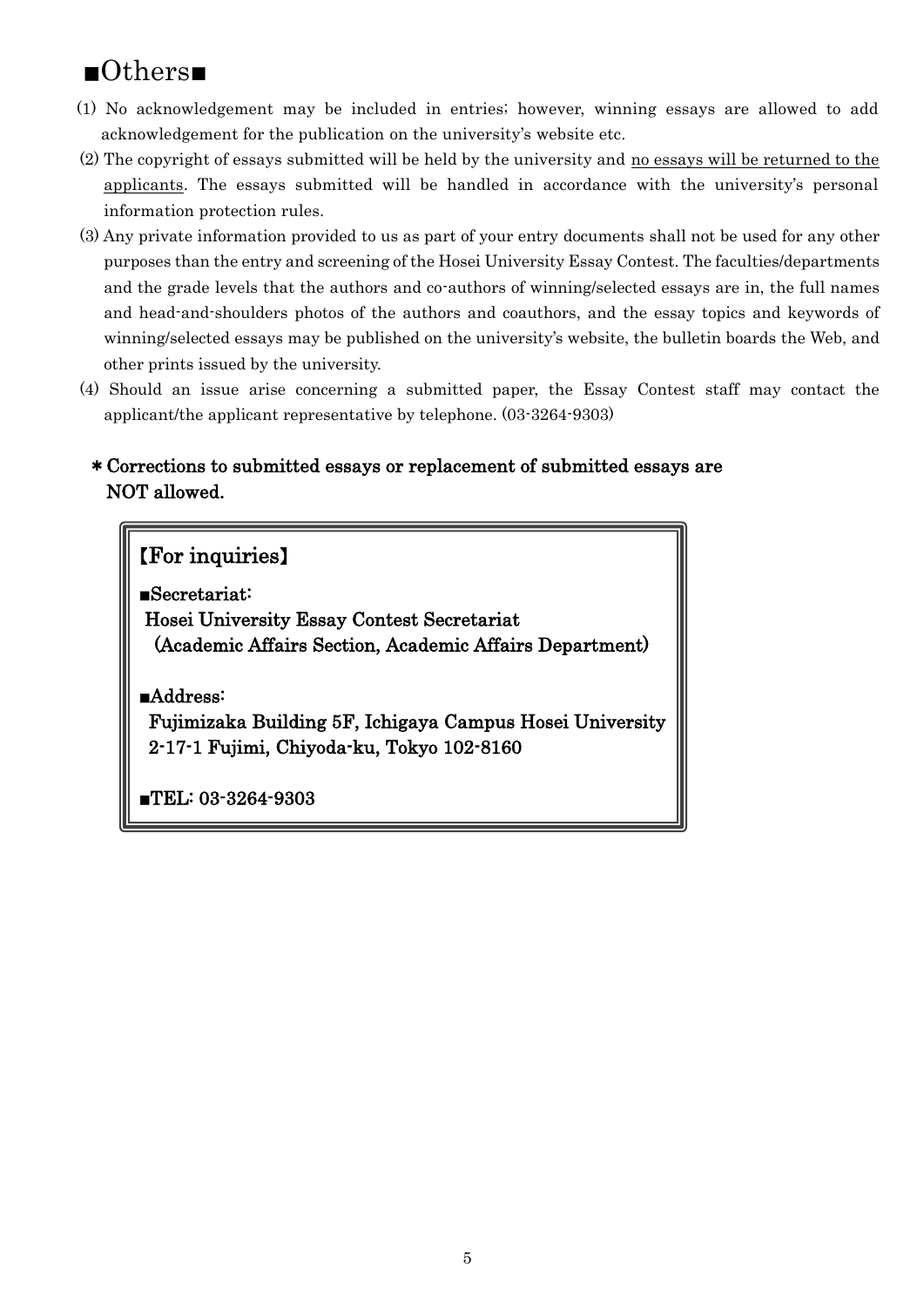# ■Others■

(1) No acknowledgement may be included in entries; however, winning essays are allowed to add acknowledgement for the publication on the university's website etc.

(2) The copyright of essays submitted will be held by the university and no essays will be returned to the applicants. The essays submitted will be handled in accordance with the university's personal information protection rules.

(3) Any private information provided to us as part of your entry documents shall not be used for any other purposes than the entry and screening of the Hosei University Essay Contest. The faculties/departments and the grade levels that the authors and co-authors of winning/selected essays are in, the full names and head-and-shoulders photos of the authors and coauthors, and the essay topics and keywords of winning/selected essays may be published on the university's website, the bulletin boards the Web, and other prints issued by the university.

(4) Should an issue arise concerning a submitted paper, the Essay Contest staff may contact the applicant/the applicant representative by telephone. (03-3264-9303)

**\* Corrections to submitted essays or replacement of submitted essays are NOT allowed.**

**【For inquiries】**

**■Secretariat:**
**Hosei University Essay Contest Secretariat**
**(Academic Affairs Section, Academic Affairs Department)**

**■Address:**
**Fujimizaka Building 5F, Ichigaya Campus Hosei University**
**2-17-1 Fujimi, Chiyoda-ku, Tokyo 102-8160**

**■TEL: 03-3264-9303**